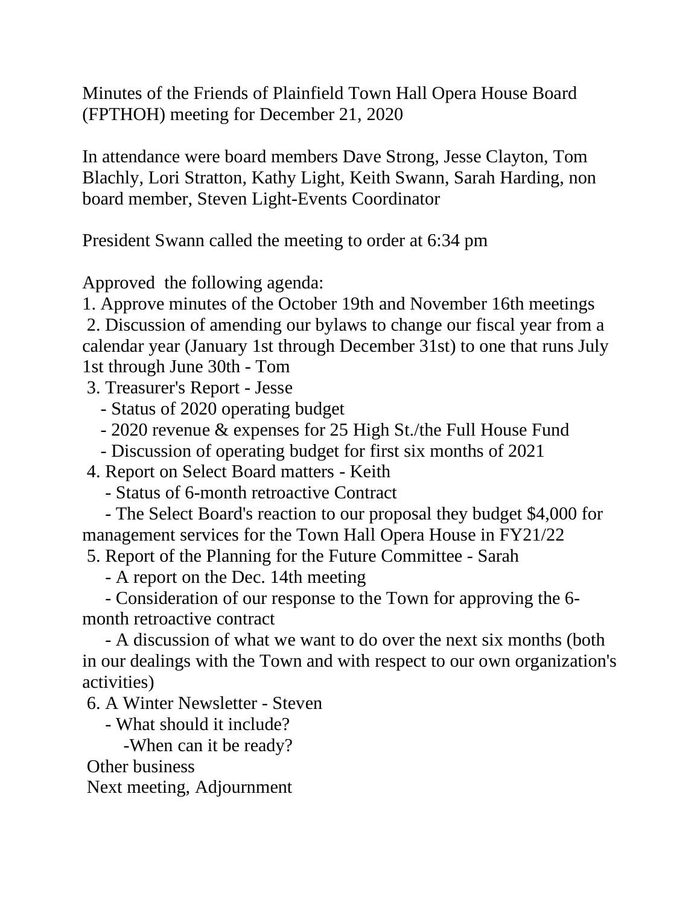Minutes of the Friends of Plainfield Town Hall Opera House Board (FPTHOH) meeting for December 21, 2020

In attendance were board members Dave Strong, Jesse Clayton, Tom Blachly, Lori Stratton, Kathy Light, Keith Swann, Sarah Harding, non board member, Steven Light-Events Coordinator

President Swann called the meeting to order at 6:34 pm

Approved the following agenda:

1. Approve minutes of the October 19th and November 16th meetings
2. Discussion of amending our bylaws to change our fiscal year from a calendar year (January 1st through December 31st) to one that runs July 1st through June 30th - Tom
3. Treasurer's Report - Jesse
   - Status of 2020 operating budget
   - 2020 revenue & expenses for 25 High St./the Full House Fund
   - Discussion of operating budget for first six months of 2021
4. Report on Select Board matters - Keith
   - Status of 6-month retroactive Contract
   - The Select Board's reaction to our proposal they budget $4,000 for management services for the Town Hall Opera House in FY21/22
5. Report of the Planning for the Future Committee - Sarah
   - A report on the Dec. 14th meeting
   - Consideration of our response to the Town for approving the 6-month retroactive contract
   - A discussion of what we want to do over the next six months (both in our dealings with the Town and with respect to our own organization's activities)
6. A Winter Newsletter - Steven
   - What should it include?
   - When can it be ready?

Other business

Next meeting, Adjournment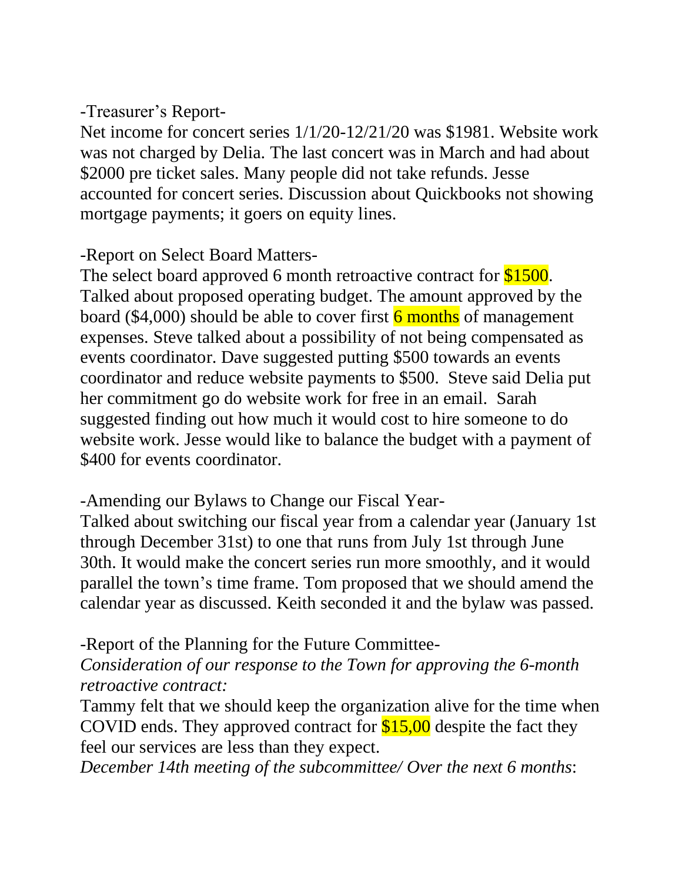-Treasurer's Report-

Net income for concert series 1/1/20-12/21/20 was $1981. Website work was not charged by Delia. The last concert was in March and had about $2000 pre ticket sales. Many people did not take refunds. Jesse accounted for concert series. Discussion about Quickbooks not showing mortgage payments; it goers on equity lines.

-Report on Select Board Matters-

The select board approved 6 month retroactive contract for $1500. Talked about proposed operating budget. The amount approved by the board ($4,000) should be able to cover first 6 months of management expenses. Steve talked about a possibility of not being compensated as events coordinator. Dave suggested putting $500 towards an events coordinator and reduce website payments to $500.  Steve said Delia put her commitment go do website work for free in an email.  Sarah suggested finding out how much it would cost to hire someone to do website work. Jesse would like to balance the budget with a payment of $400 for events coordinator.

-Amending our Bylaws to Change our Fiscal Year-

Talked about switching our fiscal year from a calendar year (January 1st through December 31st) to one that runs from July 1st through June 30th. It would make the concert series run more smoothly, and it would parallel the town's time frame. Tom proposed that we should amend the calendar year as discussed. Keith seconded it and the bylaw was passed.

-Report of the Planning for the Future Committee-

*Consideration of our response to the Town for approving the 6-month retroactive contract:*

Tammy felt that we should keep the organization alive for the time when COVID ends. They approved contract for $15,00 despite the fact they feel our services are less than they expect.

*December 14th meeting of the subcommittee/ Over the next 6 months*: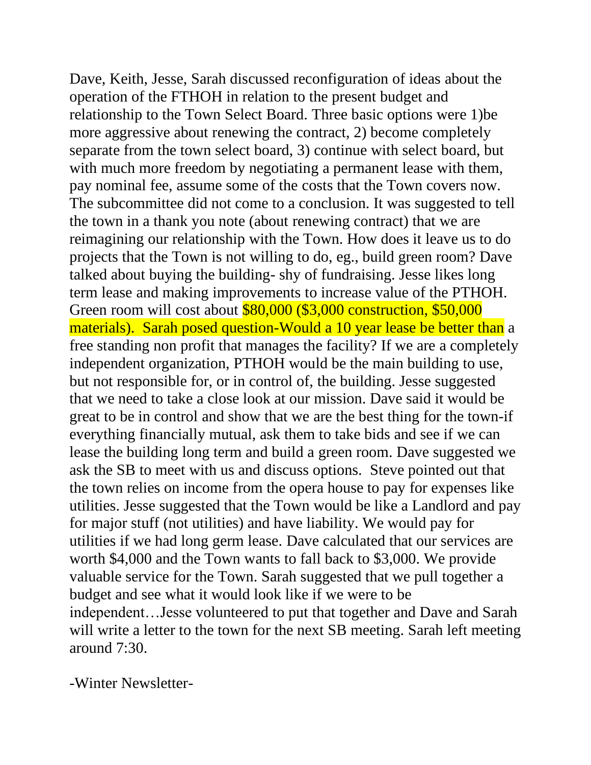Dave, Keith, Jesse, Sarah discussed reconfiguration of ideas about the operation of the FTHOH in relation to the present budget and relationship to the Town Select Board. Three basic options were 1)be more aggressive about renewing the contract, 2) become completely separate from the town select board, 3) continue with select board, but with much more freedom by negotiating a permanent lease with them, pay nominal fee, assume some of the costs that the Town covers now. The subcommittee did not come to a conclusion. It was suggested to tell the town in a thank you note (about renewing contract) that we are reimagining our relationship with the Town. How does it leave us to do projects that the Town is not willing to do, eg., build green room? Dave talked about buying the building- shy of fundraising. Jesse likes long term lease and making improvements to increase value of the PTHOH. Green room will cost about $80,000 ($3,000 construction, $50,000 materials). Sarah posed question-Would a 10 year lease be better than a free standing non profit that manages the facility? If we are a completely independent organization, PTHOH would be the main building to use, but not responsible for, or in control of, the building. Jesse suggested that we need to take a close look at our mission. Dave said it would be great to be in control and show that we are the best thing for the town-if everything financially mutual, ask them to take bids and see if we can lease the building long term and build a green room. Dave suggested we ask the SB to meet with us and discuss options. Steve pointed out that the town relies on income from the opera house to pay for expenses like utilities. Jesse suggested that the Town would be like a Landlord and pay for major stuff (not utilities) and have liability. We would pay for utilities if we had long germ lease. Dave calculated that our services are worth $4,000 and the Town wants to fall back to $3,000. We provide valuable service for the Town. Sarah suggested that we pull together a budget and see what it would look like if we were to be independent…Jesse volunteered to put that together and Dave and Sarah will write a letter to the town for the next SB meeting. Sarah left meeting around 7:30.

-Winter Newsletter-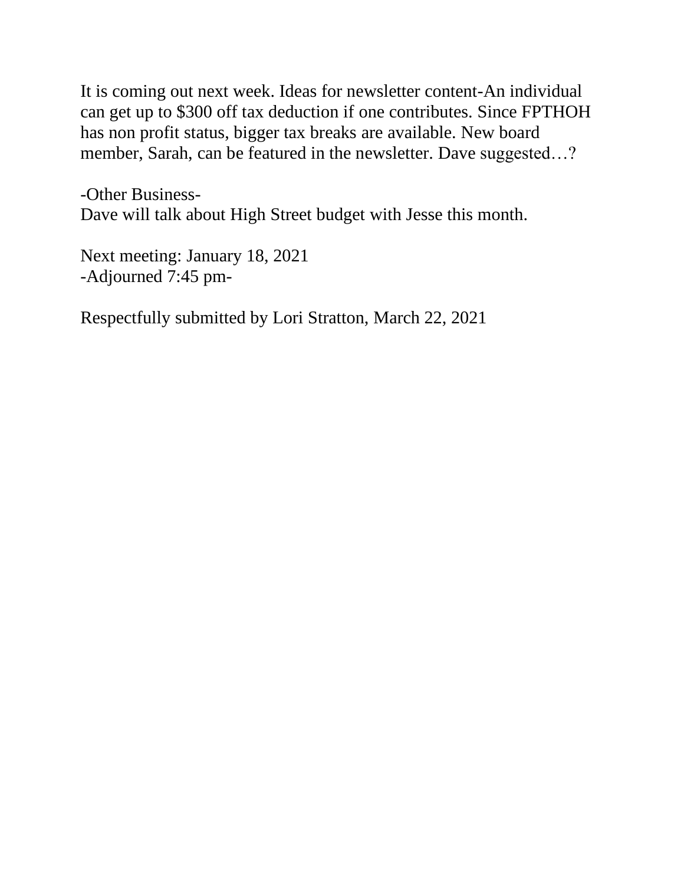It is coming out next week. Ideas for newsletter content-An individual can get up to $300 off tax deduction if one contributes. Since FPTHOH has non profit status, bigger tax breaks are available. New board member, Sarah, can be featured in the newsletter. Dave suggested…?

-Other Business-
Dave will talk about High Street budget with Jesse this month.

Next meeting: January 18, 2021
-Adjourned 7:45 pm-

Respectfully submitted by Lori Stratton, March 22, 2021